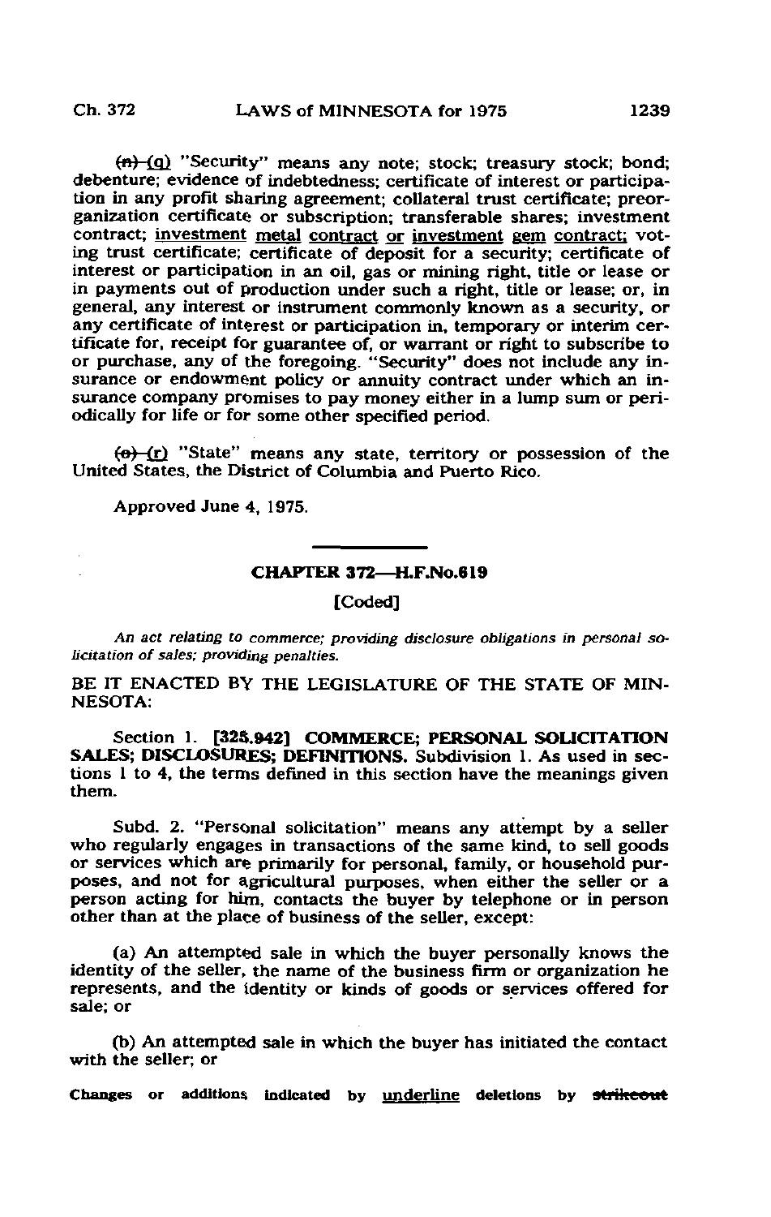~~(n)~~ (q) "Security" means any note; stock; treasury stock; bond; debenture; evidence of indebtedness; certificate of interest or participation in any profit sharing agreement; collateral trust certificate; preorganization certificate or subscription; transferable shares; investment contract; <u>investment metal contract or investment gem contract;</u> voting trust certificate; certificate of deposit for a security; certificate of interest or participation in an oil, gas or mining right, title or lease or in payments out of production under such a right, title or lease; or, in general, any interest or instrument commonly known as a security, or any certificate of interest or participation in, temporary or interim certificate for, receipt for guarantee of, or warrant or right to subscribe to or purchase, any of the foregoing. "Security" does not include any insurance or endowment policy or annuity contract under which an insurance company promises to pay money either in a lump sum or periodically for life or for some other specified period.

~~(o)~~ <u>(r)</u> "State" means any state, territory or possession of the United States, the District of Columbia and Puerto Rico.

Approved June 4, 1975.

---

## CHAPTER 372—H.F.No.619

**[Coded]**

*An act relating to commerce; providing disclosure obligations in personal solicitation of sales; providing penalties.*

BE IT ENACTED BY THE LEGISLATURE OF THE STATE OF MINNESOTA:

Section 1. **[325.942] COMMERCE; PERSONAL SOLICITATION SALES; DISCLOSURES; DEFINITIONS.** Subdivision 1. As used in sections 1 to 4, the terms defined in this section have the meanings given them.

Subd. 2. "Personal solicitation" means any attempt by a seller who regularly engages in transactions of the same kind, to sell goods or services which are primarily for personal, family, or household purposes, and not for agricultural purposes, when either the seller or a person acting for him, contacts the buyer by telephone or in person other than at the place of business of the seller, except:

(a) An attempted sale in which the buyer personally knows the identity of the seller, the name of the business firm or organization he represents, and the identity or kinds of goods or services offered for sale; or

(b) An attempted sale in which the buyer has initiated the contact with the seller; or

Changes or additions indicated by <u>underline</u> deletions by ~~strikeout~~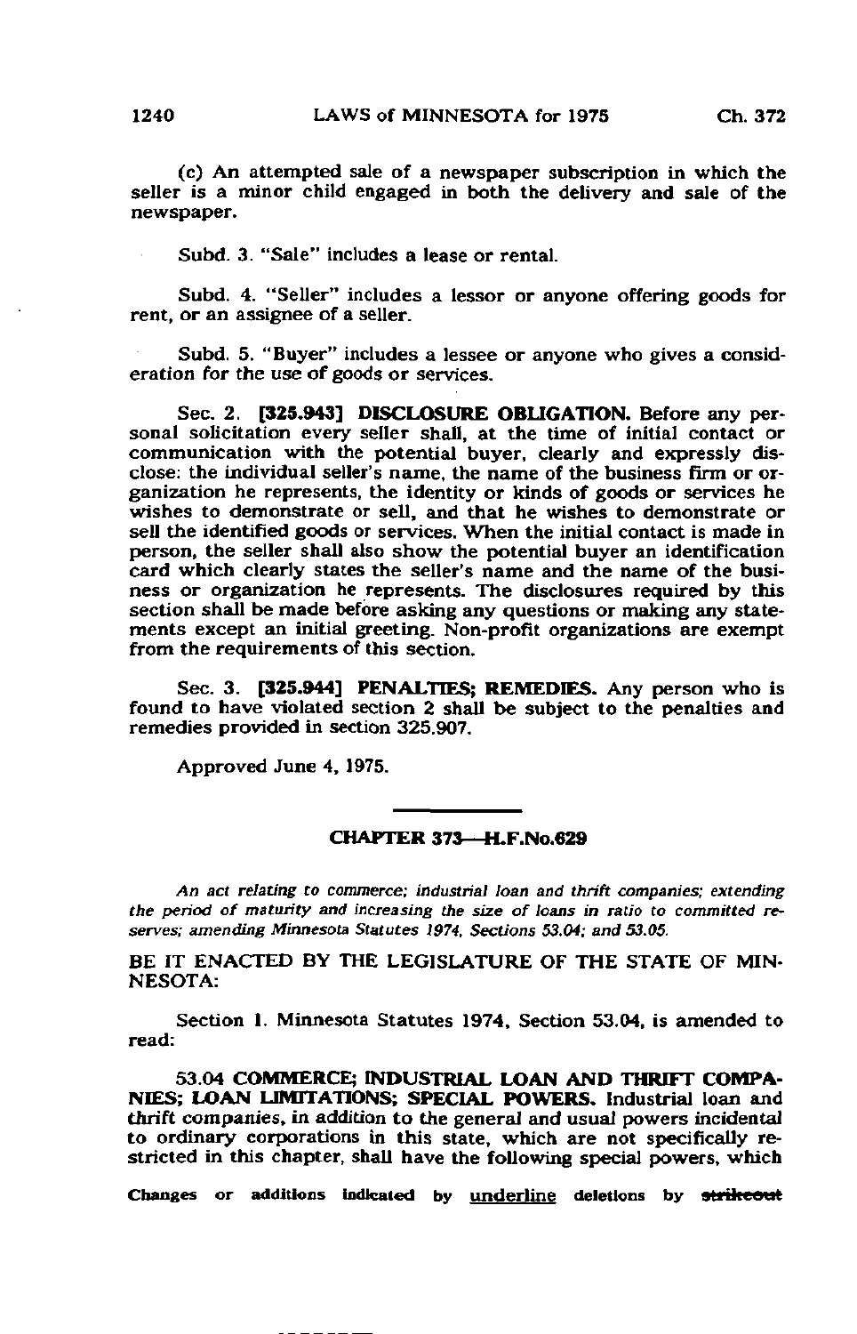(c) An attempted sale of a newspaper subscription in which the seller is a minor child engaged in both the delivery and sale of the newspaper.

Subd. 3. "Sale" includes a lease or rental.

Subd. 4. "Seller" includes a lessor or anyone offering goods for rent, or an assignee of a seller.

Subd. 5. "Buyer" includes a lessee or anyone who gives a consideration for the use of goods or services.

Sec. 2. **[325.943] DISCLOSURE OBLIGATION.** Before any personal solicitation every seller shall, at the time of initial contact or communication with the potential buyer, clearly and expressly disclose: the individual seller's name, the name of the business firm or organization he represents, the identity or kinds of goods or services he wishes to demonstrate or sell, and that he wishes to demonstrate or sell the identified goods or services. When the initial contact is made in person, the seller shall also show the potential buyer an identification card which clearly states the seller's name and the name of the business or organization he represents. The disclosures required by this section shall be made before asking any questions or making any statements except an initial greeting. Non-profit organizations are exempt from the requirements of this section.

Sec. 3. **[325.944] PENALTIES; REMEDIES.** Any person who is found to have violated section 2 shall be subject to the penalties and remedies provided in section 325.907.

Approved June 4, 1975.

## CHAPTER 373—H.F.No.629

*An act relating to commerce; industrial loan and thrift companies; extending the period of maturity and increasing the size of loans in ratio to committed reserves; amending Minnesota Statutes 1974, Sections 53.04; and 53.05.*

BE IT ENACTED BY THE LEGISLATURE OF THE STATE OF MINNESOTA:

Section 1. Minnesota Statutes 1974, Section 53.04, is amended to read:

53.04 **COMMERCE; INDUSTRIAL LOAN AND THRIFT COMPANIES; LOAN LIMITATIONS; SPECIAL POWERS.** Industrial loan and thrift companies, in addition to the general and usual powers incidental to ordinary corporations in this state, which are not specifically restricted in this chapter, shall have the following special powers, which

**Changes or additions indicated by underline deletions by ~~strikeout~~**